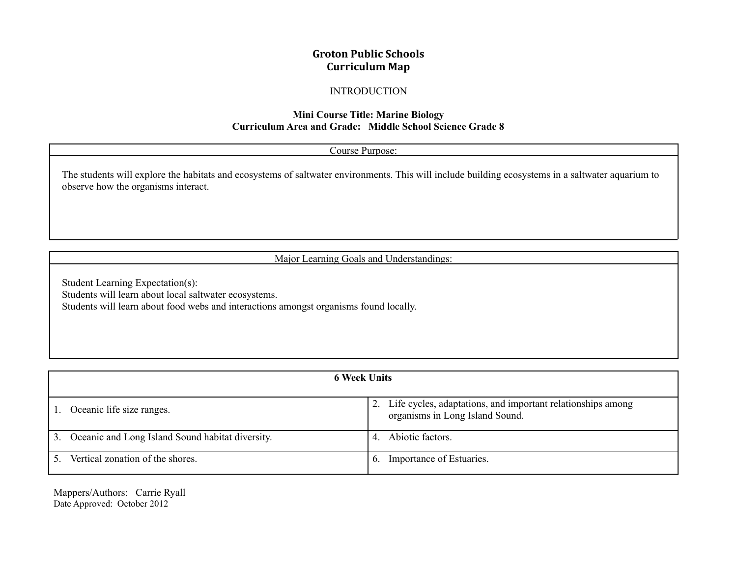# Groton Public Schools
# Curriculum Map

INTRODUCTION

**Mini Course Title: Marine Biology**
**Curriculum Area and Grade: Middle School Science Grade 8**

| Course Purpose: |
|---|
| The students will explore the habitats and ecosystems of saltwater environments. This will include building ecosystems in a saltwater aquarium to observe how the organisms interact. |

| Major Learning Goals and Understandings: |
|---|
| Student Learning Expectation(s):<br>Students will learn about local saltwater ecosystems.<br>Students will learn about food webs and interactions amongst organisms found locally. |

| **6 Week Units** | |
|---|---|
| 1. Oceanic life size ranges. | 2. Life cycles, adaptations, and important relationships among organisms in Long Island Sound. |
| 3. Oceanic and Long Island Sound habitat diversity. | 4. Abiotic factors. |
| 5. Vertical zonation of the shores. | 6. Importance of Estuaries. |

Mappers/Authors: Carrie Ryall
Date Approved: October 2012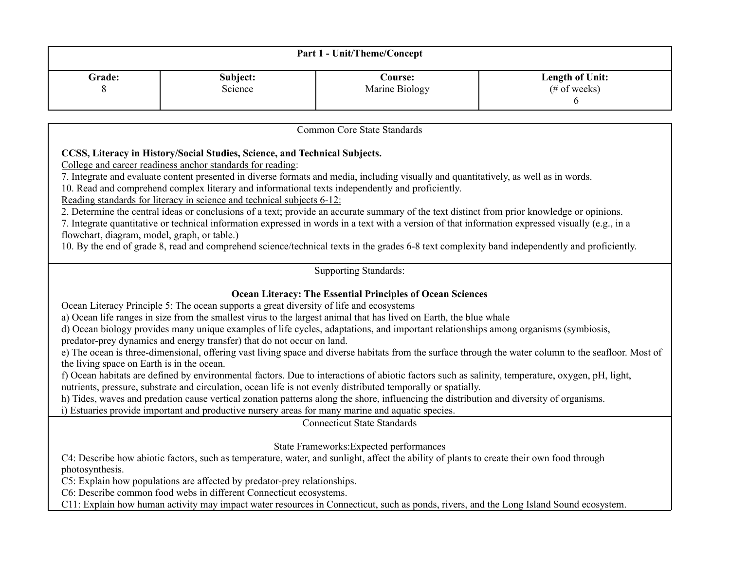| Part 1 - Unit/Theme/Concept | | | |
|---|---|---|---|
| **Grade:** 8 | **Subject:** Science | **Course:** Marine Biology | **Length of Unit:** (# of weeks) 6 |

Common Core State Standards

**CCSS, Literacy in History/Social Studies, Science, and Technical Subjects.**

College and career readiness anchor standards for reading:

7. Integrate and evaluate content presented in diverse formats and media, including visually and quantitatively, as well as in words.
10. Read and comprehend complex literary and informational texts independently and proficiently.

Reading standards for literacy in science and technical subjects 6-12:

2. Determine the central ideas or conclusions of a text; provide an accurate summary of the text distinct from prior knowledge or opinions.
7. Integrate quantitative or technical information expressed in words in a text with a version of that information expressed visually (e.g., in a flowchart, diagram, model, graph, or table.)
10. By the end of grade 8, read and comprehend science/technical texts in the grades 6-8 text complexity band independently and proficiently.

Supporting Standards:

**Ocean Literacy: The Essential Principles of Ocean Sciences**

Ocean Literacy Principle 5: The ocean supports a great diversity of life and ecosystems

a) Ocean life ranges in size from the smallest virus to the largest animal that has lived on Earth, the blue whale
d) Ocean biology provides many unique examples of life cycles, adaptations, and important relationships among organisms (symbiosis, predator-prey dynamics and energy transfer) that do not occur on land.
e) The ocean is three-dimensional, offering vast living space and diverse habitats from the surface through the water column to the seafloor. Most of the living space on Earth is in the ocean.
f) Ocean habitats are defined by environmental factors. Due to interactions of abiotic factors such as salinity, temperature, oxygen, pH, light, nutrients, pressure, substrate and circulation, ocean life is not evenly distributed temporally or spatially.
h) Tides, waves and predation cause vertical zonation patterns along the shore, influencing the distribution and diversity of organisms.
i) Estuaries provide important and productive nursery areas for many marine and aquatic species.

Connecticut State Standards

State Frameworks:Expected performances

C4: Describe how abiotic factors, such as temperature, water, and sunlight, affect the ability of plants to create their own food through photosynthesis.
C5: Explain how populations are affected by predator-prey relationships.
C6: Describe common food webs in different Connecticut ecosystems.
C11: Explain how human activity may impact water resources in Connecticut, such as ponds, rivers, and the Long Island Sound ecosystem.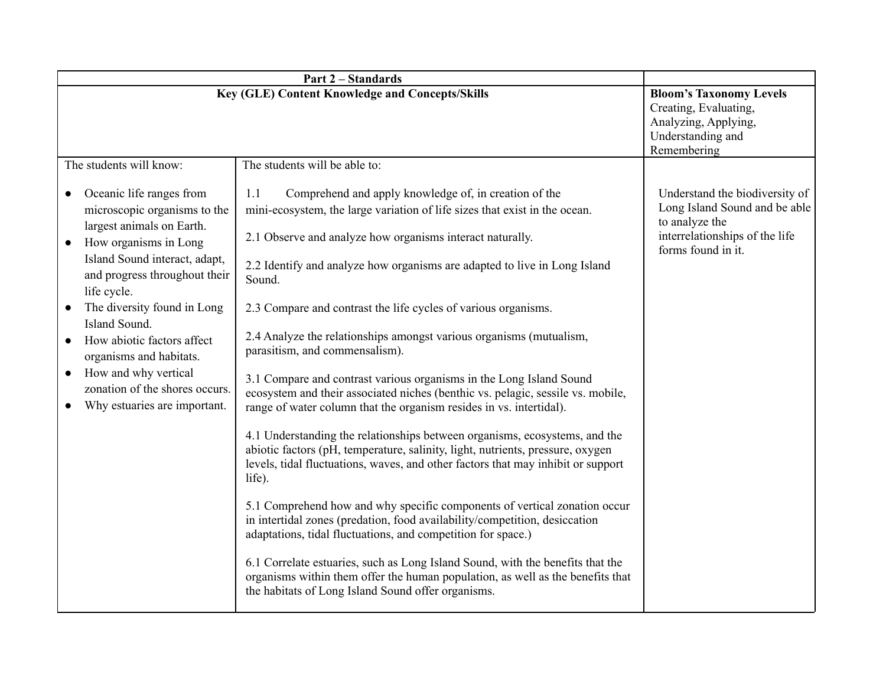| Part 2 – Standards | | |
|---|---|---|
| **Key (GLE) Content Knowledge and Concepts/Skills** | | **Bloom's Taxonomy Levels** Creating, Evaluating, Analyzing, Applying, Understanding and Remembering |
| The students will know:<br><br>• Oceanic life ranges from microscopic organisms to the largest animals on Earth.<br>• How organisms in Long Island Sound interact, adapt, and progress throughout their life cycle.<br>• The diversity found in Long Island Sound.<br>• How abiotic factors affect organisms and habitats.<br>• How and why vertical zonation of the shores occurs.<br>• Why estuaries are important. | The students will be able to:<br><br>1.1 Comprehend and apply knowledge of, in creation of the mini-ecosystem, the large variation of life sizes that exist in the ocean.<br><br>2.1 Observe and analyze how organisms interact naturally.<br><br>2.2 Identify and analyze how organisms are adapted to live in Long Island Sound.<br><br>2.3 Compare and contrast the life cycles of various organisms.<br><br>2.4 Analyze the relationships amongst various organisms (mutualism, parasitism, and commensalism).<br><br>3.1 Compare and contrast various organisms in the Long Island Sound ecosystem and their associated niches (benthic vs. pelagic, sessile vs. mobile, range of water column that the organism resides in vs. intertidal).<br><br>4.1 Understanding the relationships between organisms, ecosystems, and the abiotic factors (pH, temperature, salinity, light, nutrients, pressure, oxygen levels, tidal fluctuations, waves, and other factors that may inhibit or support life).<br><br>5.1 Comprehend how and why specific components of vertical zonation occur in intertidal zones (predation, food availability/competition, desiccation adaptations, tidal fluctuations, and competition for space.)<br><br>6.1 Correlate estuaries, such as Long Island Sound, with the benefits that the organisms within them offer the human population, as well as the benefits that the habitats of Long Island Sound offer organisms. | Understand the biodiversity of Long Island Sound and be able to analyze the interrelationships of the life forms found in it. |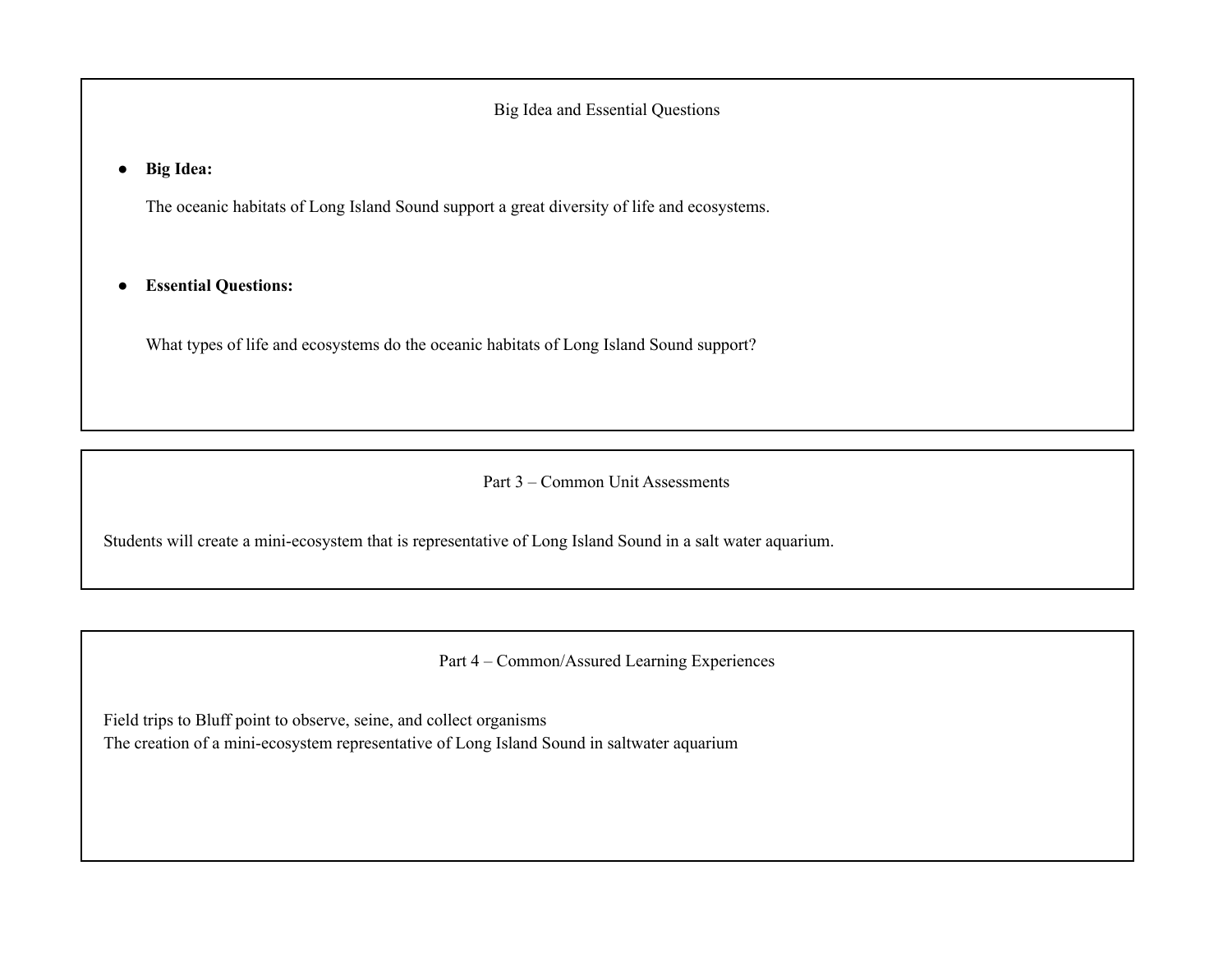## Big Idea and Essential Questions

- **Big Idea:**

  The oceanic habitats of Long Island Sound support a great diversity of life and ecosystems.

- **Essential Questions:**

  What types of life and ecosystems do the oceanic habitats of Long Island Sound support?

## Part 3 – Common Unit Assessments

Students will create a mini-ecosystem that is representative of Long Island Sound in a salt water aquarium.

## Part 4 – Common/Assured Learning Experiences

Field trips to Bluff point to observe, seine, and collect organisms
The creation of a mini-ecosystem representative of Long Island Sound in saltwater aquarium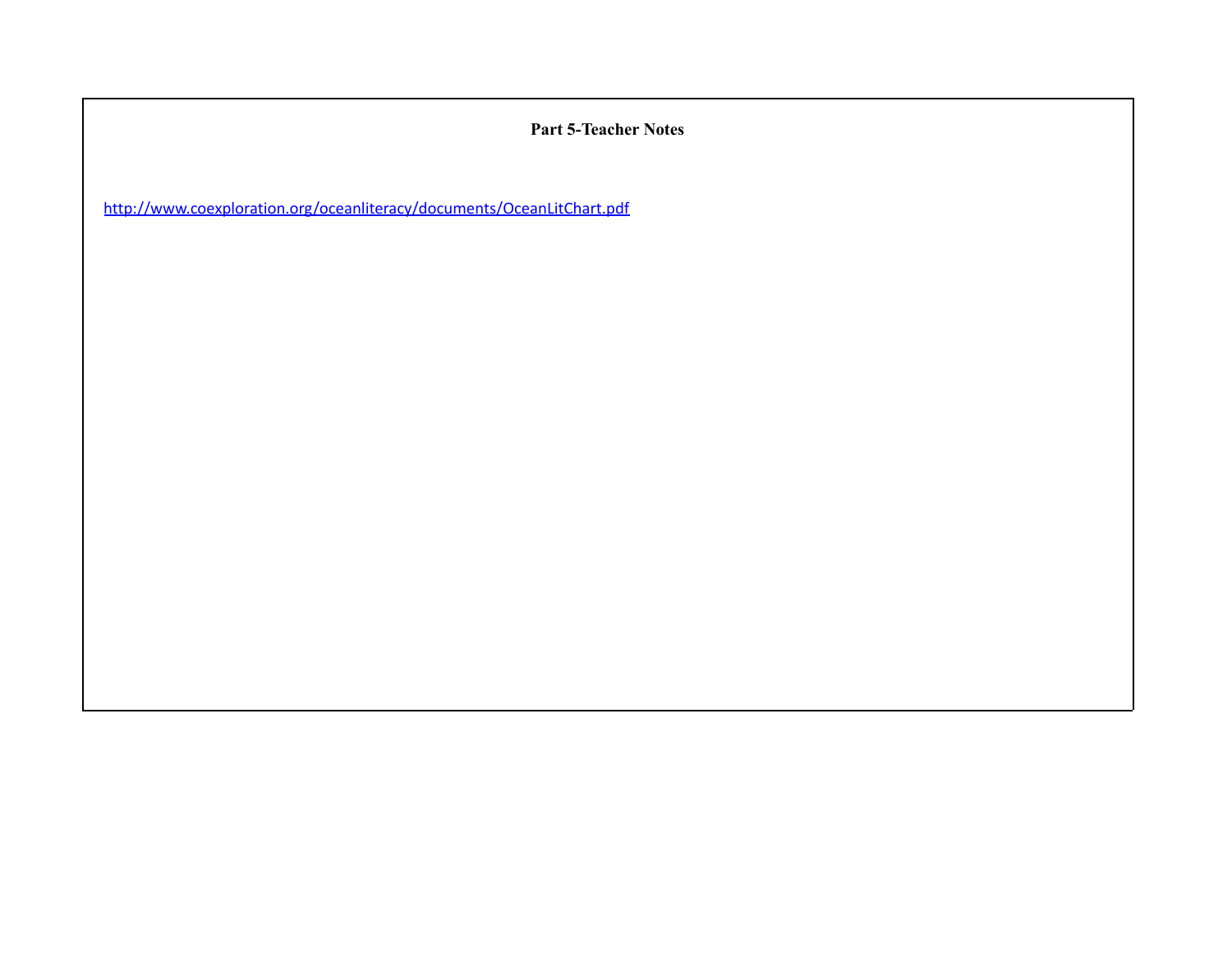**Part 5-Teacher Notes**

http://www.coexploration.org/oceanliteracy/documents/OceanLitChart.pdf